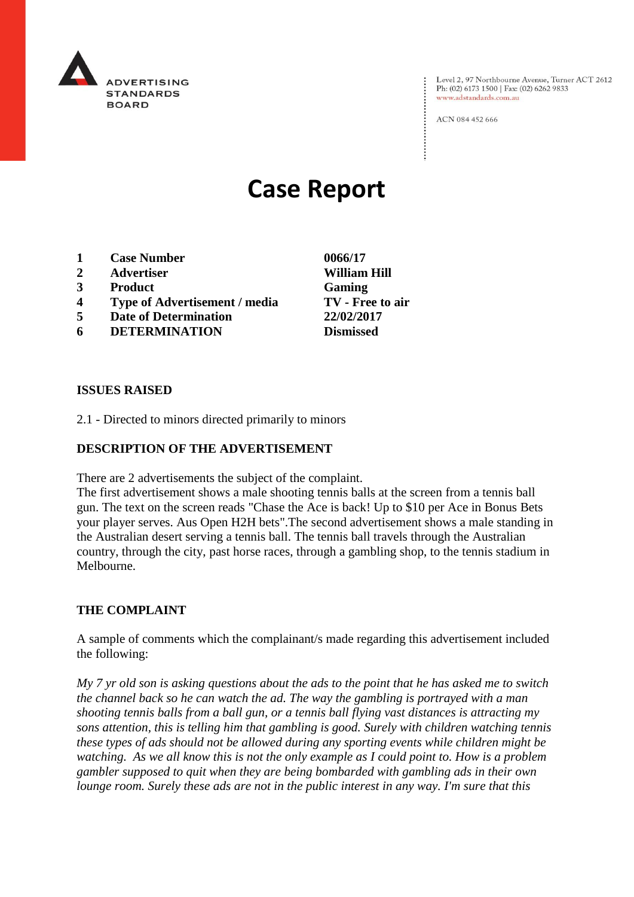ADVERTISING STANDARDS BOARD

Level 2, 97 Northbourne Avenue, Turner ACT 2612
Ph: (02) 6173 1500 | Fax: (02) 6262 9833
www.adstandards.com.au

ACN 084 452 666

# Case Report

| | | |
|---|---|---|
| **1** | **Case Number** | **0066/17** |
| **2** | **Advertiser** | **William Hill** |
| **3** | **Product** | **Gaming** |
| **4** | **Type of Advertisement / media** | **TV - Free to air** |
| **5** | **Date of Determination** | **22/02/2017** |
| **6** | **DETERMINATION** | **Dismissed** |

**ISSUES RAISED**

2.1 - Directed to minors directed primarily to minors

**DESCRIPTION OF THE ADVERTISEMENT**

There are 2 advertisements the subject of the complaint.
The first advertisement shows a male shooting tennis balls at the screen from a tennis ball gun. The text on the screen reads "Chase the Ace is back! Up to $10 per Ace in Bonus Bets your player serves. Aus Open H2H bets".The second advertisement shows a male standing in the Australian desert serving a tennis ball. The tennis ball travels through the Australian country, through the city, past horse races, through a gambling shop, to the tennis stadium in Melbourne.

**THE COMPLAINT**

A sample of comments which the complainant/s made regarding this advertisement included the following:

*My 7 yr old son is asking questions about the ads to the point that he has asked me to switch the channel back so he can watch the ad. The way the gambling is portrayed with a man shooting tennis balls from a ball gun, or a tennis ball flying vast distances is attracting my sons attention, this is telling him that gambling is good. Surely with children watching tennis these types of ads should not be allowed during any sporting events while children might be watching. As we all know this is not the only example as I could point to. How is a problem gambler supposed to quit when they are being bombarded with gambling ads in their own lounge room. Surely these ads are not in the public interest in any way. I'm sure that this*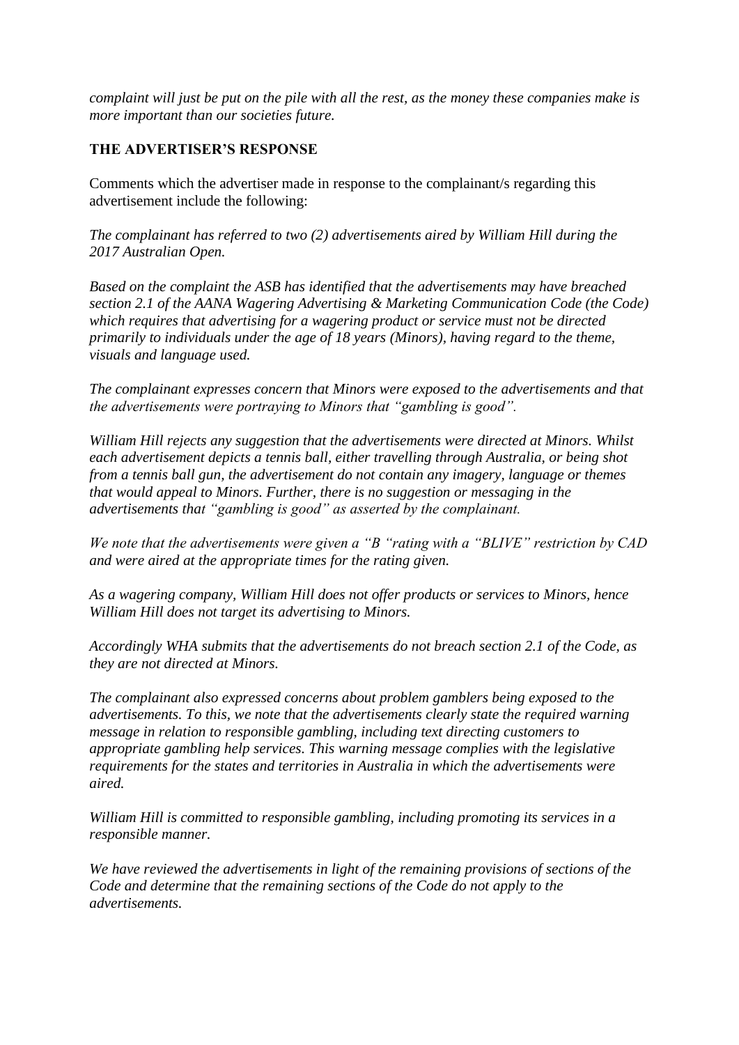*complaint will just be put on the pile with all the rest, as the money these companies make is more important than our societies future.*

## THE ADVERTISER'S RESPONSE

Comments which the advertiser made in response to the complainant/s regarding this advertisement include the following:

*The complainant has referred to two (2) advertisements aired by William Hill during the 2017 Australian Open.*

*Based on the complaint the ASB has identified that the advertisements may have breached section 2.1 of the AANA Wagering Advertising & Marketing Communication Code (the Code) which requires that advertising for a wagering product or service must not be directed primarily to individuals under the age of 18 years (Minors), having regard to the theme, visuals and language used.*

*The complainant expresses concern that Minors were exposed to the advertisements and that the advertisements were portraying to Minors that "gambling is good".*

*William Hill rejects any suggestion that the advertisements were directed at Minors. Whilst each advertisement depicts a tennis ball, either travelling through Australia, or being shot from a tennis ball gun, the advertisement do not contain any imagery, language or themes that would appeal to Minors. Further, there is no suggestion or messaging in the advertisements that "gambling is good" as asserted by the complainant.*

*We note that the advertisements were given a "B "rating with a "BLIVE" restriction by CAD and were aired at the appropriate times for the rating given.*

*As a wagering company, William Hill does not offer products or services to Minors, hence William Hill does not target its advertising to Minors.*

*Accordingly WHA submits that the advertisements do not breach section 2.1 of the Code, as they are not directed at Minors.*

*The complainant also expressed concerns about problem gamblers being exposed to the advertisements. To this, we note that the advertisements clearly state the required warning message in relation to responsible gambling, including text directing customers to appropriate gambling help services. This warning message complies with the legislative requirements for the states and territories in Australia in which the advertisements were aired.*

*William Hill is committed to responsible gambling, including promoting its services in a responsible manner.*

*We have reviewed the advertisements in light of the remaining provisions of sections of the Code and determine that the remaining sections of the Code do not apply to the advertisements.*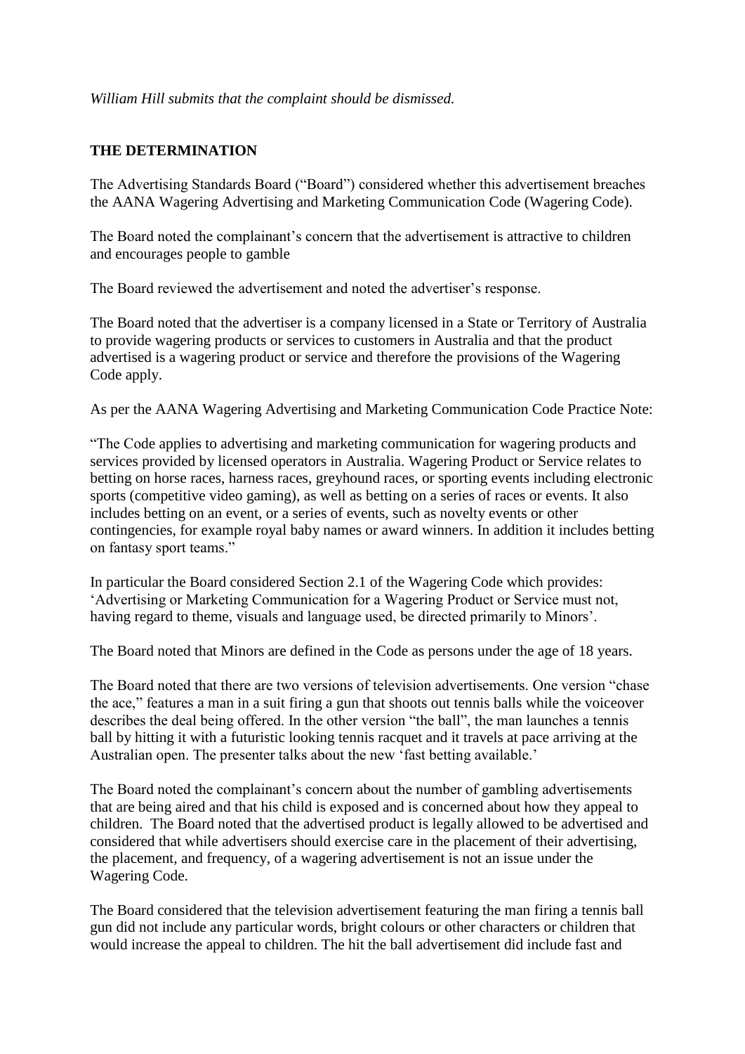*William Hill submits that the complaint should be dismissed.*

**THE DETERMINATION**

The Advertising Standards Board ("Board") considered whether this advertisement breaches the AANA Wagering Advertising and Marketing Communication Code (Wagering Code).

The Board noted the complainant's concern that the advertisement is attractive to children and encourages people to gamble

The Board reviewed the advertisement and noted the advertiser's response.

The Board noted that the advertiser is a company licensed in a State or Territory of Australia to provide wagering products or services to customers in Australia and that the product advertised is a wagering product or service and therefore the provisions of the Wagering Code apply.

As per the AANA Wagering Advertising and Marketing Communication Code Practice Note:

"The Code applies to advertising and marketing communication for wagering products and services provided by licensed operators in Australia. Wagering Product or Service relates to betting on horse races, harness races, greyhound races, or sporting events including electronic sports (competitive video gaming), as well as betting on a series of races or events. It also includes betting on an event, or a series of events, such as novelty events or other contingencies, for example royal baby names or award winners. In addition it includes betting on fantasy sport teams."

In particular the Board considered Section 2.1 of the Wagering Code which provides: 'Advertising or Marketing Communication for a Wagering Product or Service must not, having regard to theme, visuals and language used, be directed primarily to Minors'.

The Board noted that Minors are defined in the Code as persons under the age of 18 years.

The Board noted that there are two versions of television advertisements. One version "chase the ace," features a man in a suit firing a gun that shoots out tennis balls while the voiceover describes the deal being offered. In the other version "the ball", the man launches a tennis ball by hitting it with a futuristic looking tennis racquet and it travels at pace arriving at the Australian open. The presenter talks about the new 'fast betting available.'

The Board noted the complainant's concern about the number of gambling advertisements that are being aired and that his child is exposed and is concerned about how they appeal to children. The Board noted that the advertised product is legally allowed to be advertised and considered that while advertisers should exercise care in the placement of their advertising, the placement, and frequency, of a wagering advertisement is not an issue under the Wagering Code.

The Board considered that the television advertisement featuring the man firing a tennis ball gun did not include any particular words, bright colours or other characters or children that would increase the appeal to children. The hit the ball advertisement did include fast and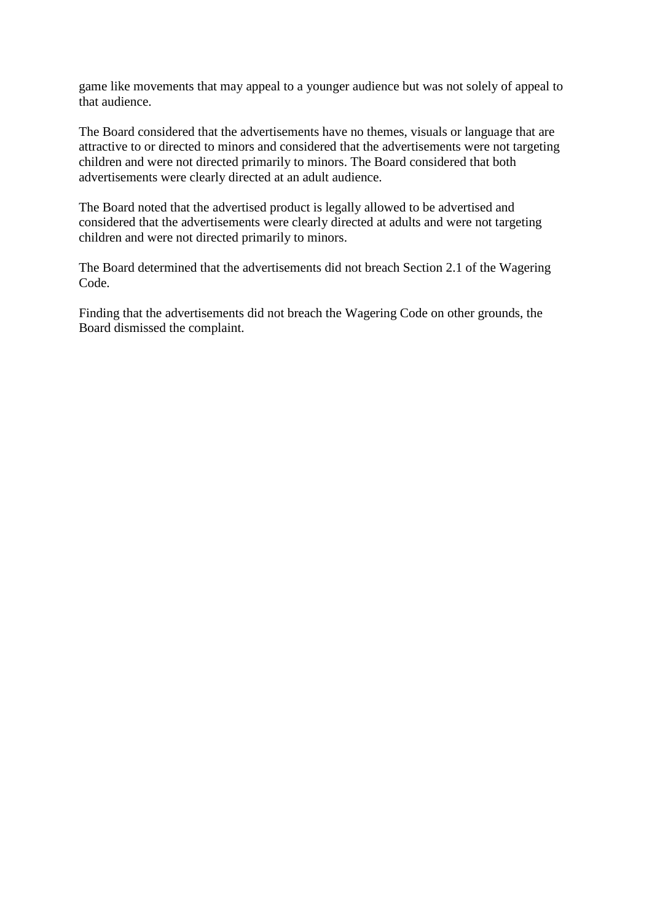game like movements that may appeal to a younger audience but was not solely of appeal to that audience.

The Board considered that the advertisements have no themes, visuals or language that are attractive to or directed to minors and considered that the advertisements were not targeting children and were not directed primarily to minors. The Board considered that both advertisements were clearly directed at an adult audience.

The Board noted that the advertised product is legally allowed to be advertised and considered that the advertisements were clearly directed at adults and were not targeting children and were not directed primarily to minors.

The Board determined that the advertisements did not breach Section 2.1 of the Wagering Code.

Finding that the advertisements did not breach the Wagering Code on other grounds, the Board dismissed the complaint.